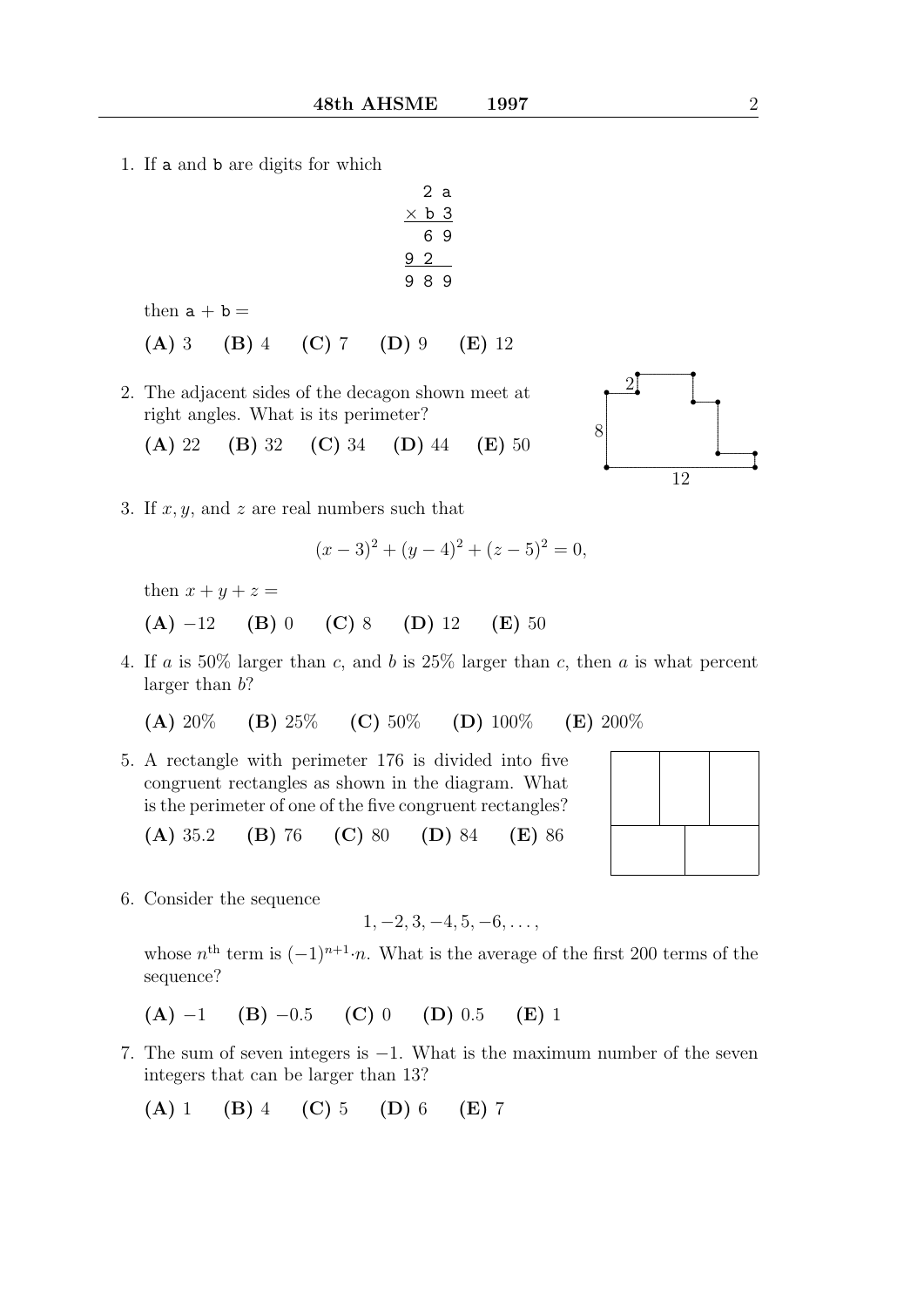1. If a and b are digits for which

```
   2 a
 × b 3
   6 9
 9 2
 9 8 9
```

then a + b =

**(A)** 3 **(B)** 4 **(C)** 7 **(D)** 9 **(E)** 12

2. The adjacent sides of the decagon shown meet at right angles. What is its perimeter?

**(A)** 22 **(B)** 32 **(C)** 34 **(D)** 44 **(E)** 50

3. If $x, y$, and $z$ are real numbers such that

$$(x-3)^2 + (y-4)^2 + (z-5)^2 = 0,$$

then $x + y + z =$

**(A)** $-12$ **(B)** 0 **(C)** 8 **(D)** 12 **(E)** 50

4. If $a$ is 50% larger than $c$, and $b$ is 25% larger than $c$, then $a$ is what percent larger than $b$?

**(A)** 20% **(B)** 25% **(C)** 50% **(D)** 100% **(E)** 200%

5. A rectangle with perimeter 176 is divided into five congruent rectangles as shown in the diagram. What is the perimeter of one of the five congruent rectangles?

**(A)** 35.2 **(B)** 76 **(C)** 80 **(D)** 84 **(E)** 86

6. Consider the sequence

$$1, -2, 3, -4, 5, -6, \ldots,$$

whose $n^{\text{th}}$ term is $(-1)^{n+1} \cdot n$. What is the average of the first 200 terms of the sequence?

**(A)** $-1$ **(B)** $-0.5$ **(C)** 0 **(D)** 0.5 **(E)** 1

7. The sum of seven integers is $-1$. What is the maximum number of the seven integers that can be larger than 13?

**(A)** 1 **(B)** 4 **(C)** 5 **(D)** 6 **(E)** 7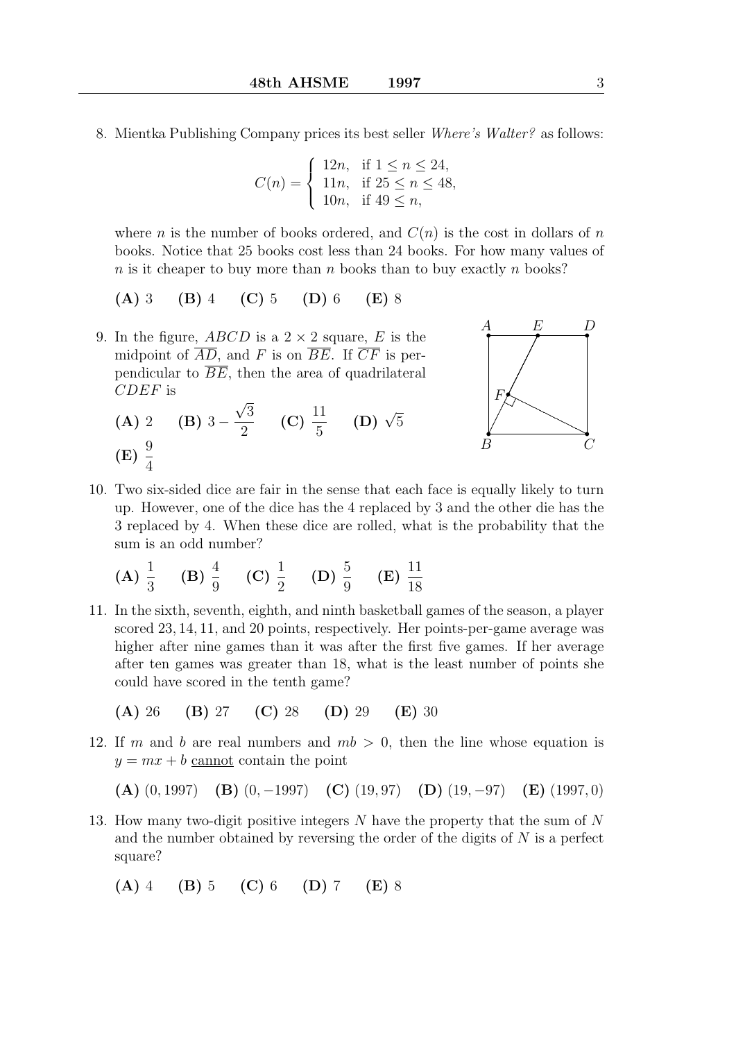8. Mientka Publishing Company prices its best seller *Where's Walter?* as follows:

$$C(n) = \begin{cases} 12n, & \text{if } 1 \le n \le 24, \\ 11n, & \text{if } 25 \le n \le 48, \\ 10n, & \text{if } 49 \le n, \end{cases}$$

where $n$ is the number of books ordered, and $C(n)$ is the cost in dollars of $n$ books. Notice that 25 books cost less than 24 books. For how many values of $n$ is it cheaper to buy more than $n$ books than to buy exactly $n$ books?

**(A)** 3 **(B)** 4 **(C)** 5 **(D)** 6 **(E)** 8

9. In the figure, $ABCD$ is a $2 \times 2$ square, $E$ is the midpoint of $\overline{AD}$, and $F$ is on $\overline{BE}$. If $\overline{CF}$ is perpendicular to $\overline{BE}$, then the area of quadrilateral $CDEF$ is

**(A)** 2 **(B)** $3 - \frac{\sqrt{3}}{2}$ **(C)** $\frac{11}{5}$ **(D)** $\sqrt{5}$ **(E)** $\frac{9}{4}$

10. Two six-sided dice are fair in the sense that each face is equally likely to turn up. However, one of the dice has the 4 replaced by 3 and the other die has the 3 replaced by 4. When these dice are rolled, what is the probability that the sum is an odd number?

**(A)** $\frac{1}{3}$ **(B)** $\frac{4}{9}$ **(C)** $\frac{1}{2}$ **(D)** $\frac{5}{9}$ **(E)** $\frac{11}{18}$

11. In the sixth, seventh, eighth, and ninth basketball games of the season, a player scored $23, 14, 11$, and $20$ points, respectively. Her points-per-game average was higher after nine games than it was after the first five games. If her average after ten games was greater than 18, what is the least number of points she could have scored in the tenth game?

**(A)** 26 **(B)** 27 **(C)** 28 **(D)** 29 **(E)** 30

12. If $m$ and $b$ are real numbers and $mb > 0$, then the line whose equation is $y = mx + b$ cannot contain the point

**(A)** $(0, 1997)$ **(B)** $(0, -1997)$ **(C)** $(19, 97)$ **(D)** $(19, -97)$ **(E)** $(1997, 0)$

13. How many two-digit positive integers $N$ have the property that the sum of $N$ and the number obtained by reversing the order of the digits of $N$ is a perfect square?

**(A)** 4 **(B)** 5 **(C)** 6 **(D)** 7 **(E)** 8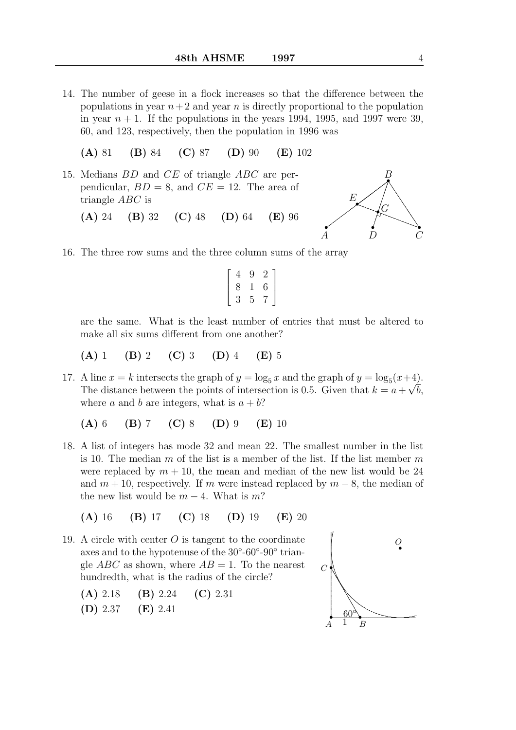14. The number of geese in a flock increases so that the difference between the populations in year $n+2$ and year $n$ is directly proportional to the population in year $n+1$. If the populations in the years 1994, 1995, and 1997 were 39, 60, and 123, respectively, then the population in 1996 was

**(A)** 81 **(B)** 84 **(C)** 87 **(D)** 90 **(E)** 102

15. Medians $BD$ and $CE$ of triangle $ABC$ are perpendicular, $BD = 8$, and $CE = 12$. The area of triangle $ABC$ is

**(A)** 24 **(B)** 32 **(C)** 48 **(D)** 64 **(E)** 96

16. The three row sums and the three column sums of the array

$$\begin{bmatrix} 4 & 9 & 2 \\ 8 & 1 & 6 \\ 3 & 5 & 7 \end{bmatrix}$$

are the same. What is the least number of entries that must be altered to make all six sums different from one another?

**(A)** 1 **(B)** 2 **(C)** 3 **(D)** 4 **(E)** 5

17. A line $x = k$ intersects the graph of $y = \log_5 x$ and the graph of $y = \log_5(x+4)$. The distance between the points of intersection is 0.5. Given that $k = a + \sqrt{b}$, where $a$ and $b$ are integers, what is $a + b$?

**(A)** 6 **(B)** 7 **(C)** 8 **(D)** 9 **(E)** 10

18. A list of integers has mode 32 and mean 22. The smallest number in the list is 10. The median $m$ of the list is a member of the list. If the list member $m$ were replaced by $m + 10$, the mean and median of the new list would be 24 and $m + 10$, respectively. If $m$ were instead replaced by $m - 8$, the median of the new list would be $m - 4$. What is $m$?

**(A)** 16 **(B)** 17 **(C)** 18 **(D)** 19 **(E)** 20

19. A circle with center $O$ is tangent to the coordinate axes and to the hypotenuse of the $30°$-$60°$-$90°$ triangle $ABC$ as shown, where $AB = 1$. To the nearest hundredth, what is the radius of the circle?

**(A)** 2.18 **(B)** 2.24 **(C)** 2.31 **(D)** 2.37 **(E)** 2.41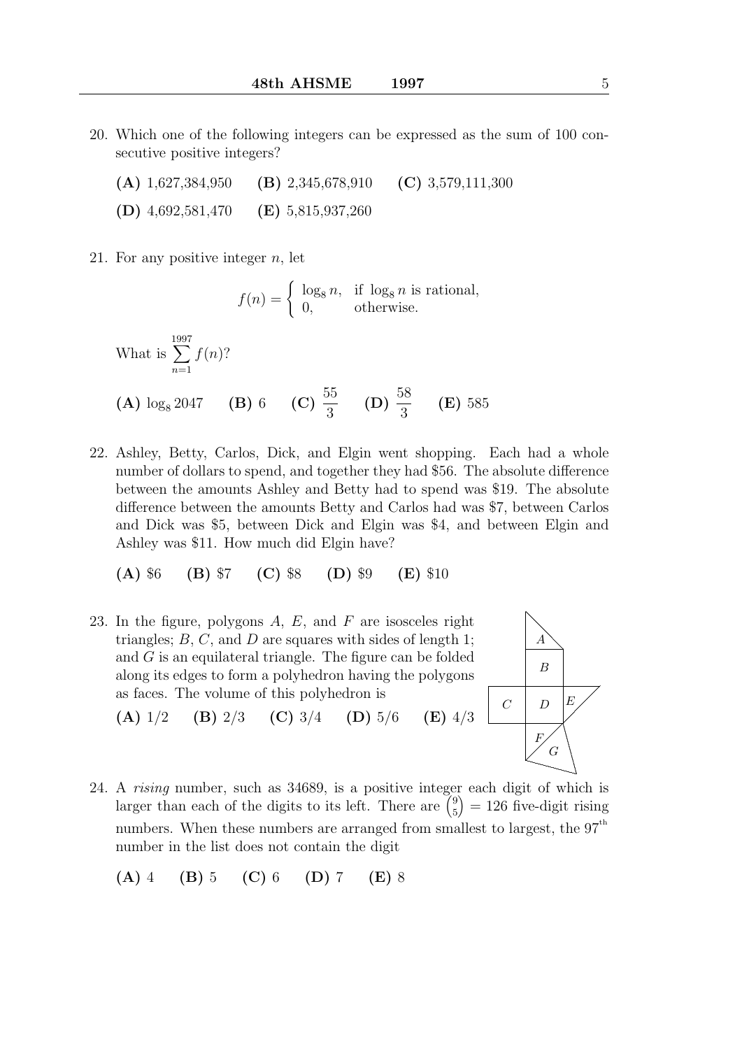20. Which one of the following integers can be expressed as the sum of 100 consecutive positive integers?

**(A)** 1,627,384,950 **(B)** 2,345,678,910 **(C)** 3,579,111,300

**(D)** 4,692,581,470 **(E)** 5,815,937,260

21. For any positive integer $n$, let

$$f(n) = \begin{cases} \log_8 n, & \text{if } \log_8 n \text{ is rational,} \\ 0, & \text{otherwise.} \end{cases}$$

What is $\displaystyle\sum_{n=1}^{1997} f(n)$?

**(A)** $\log_8 2047$ **(B)** 6 **(C)** $\dfrac{55}{3}$ **(D)** $\dfrac{58}{3}$ **(E)** 585

22. Ashley, Betty, Carlos, Dick, and Elgin went shopping. Each had a whole number of dollars to spend, and together they had \$56. The absolute difference between the amounts Ashley and Betty had to spend was \$19. The absolute difference between the amounts Betty and Carlos had was \$7, between Carlos and Dick was \$5, between Dick and Elgin was \$4, and between Elgin and Ashley was \$11. How much did Elgin have?

**(A)** \$6 **(B)** \$7 **(C)** \$8 **(D)** \$9 **(E)** \$10

23. In the figure, polygons $A$, $E$, and $F$ are isosceles right triangles; $B$, $C$, and $D$ are squares with sides of length 1; and $G$ is an equilateral triangle. The figure can be folded along its edges to form a polyhedron having the polygons as faces. The volume of this polyhedron is

**(A)** 1/2 **(B)** 2/3 **(C)** 3/4 **(D)** 5/6 **(E)** 4/3

24. A *rising* number, such as 34689, is a positive integer each digit of which is larger than each of the digits to its left. There are $\binom{9}{5} = 126$ five-digit rising numbers. When these numbers are arranged from smallest to largest, the $97^{\text{th}}$ number in the list does not contain the digit

**(A)** 4 **(B)** 5 **(C)** 6 **(D)** 7 **(E)** 8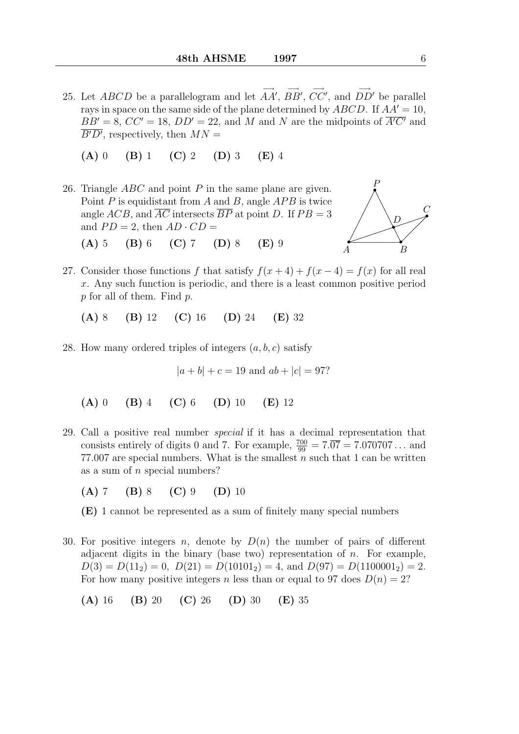25. Let $ABCD$ be a parallelogram and let $\overrightarrow{AA'}$, $\overrightarrow{BB'}$, $\overrightarrow{CC'}$, and $\overrightarrow{DD'}$ be parallel rays in space on the same side of the plane determined by $ABCD$. If $AA' = 10$, $BB' = 8$, $CC' = 18$, $DD' = 22$, and $M$ and $N$ are the midpoints of $\overline{A'C'}$ and $\overline{B'D'}$, respectively, then $MN =$

**(A)** 0 **(B)** 1 **(C)** 2 **(D)** 3 **(E)** 4

26. Triangle $ABC$ and point $P$ in the same plane are given. Point $P$ is equidistant from $A$ and $B$, angle $APB$ is twice angle $ACB$, and $\overline{AC}$ intersects $\overline{BP}$ at point $D$. If $PB = 3$ and $PD = 2$, then $AD \cdot CD =$

**(A)** 5 **(B)** 6 **(C)** 7 **(D)** 8 **(E)** 9

P

C

D

A

B

27. Consider those functions $f$ that satisfy $f(x+4) + f(x-4) = f(x)$ for all real $x$. Any such function is periodic, and there is a least common positive period $p$ for all of them. Find $p$.

**(A)** 8 **(B)** 12 **(C)** 16 **(D)** 24 **(E)** 32

28. How many ordered triples of integers $(a, b, c)$ satisfy

$$|a+b| + c = 19 \text{ and } ab + |c| = 97?$$

**(A)** 0 **(B)** 4 **(C)** 6 **(D)** 10 **(E)** 12

29. Call a positive real number *special* if it has a decimal representation that consists entirely of digits 0 and 7. For example, $\frac{700}{99} = 7.\overline{07} = 7.070707\ldots$ and $77.007$ are special numbers. What is the smallest $n$ such that 1 can be written as a sum of $n$ special numbers?

**(A)** 7 **(B)** 8 **(C)** 9 **(D)** 10

**(E)** 1 cannot be represented as a sum of finitely many special numbers

30. For positive integers $n$, denote by $D(n)$ the number of pairs of different adjacent digits in the binary (base two) representation of $n$. For example, $D(3) = D(11_2) = 0$, $D(21) = D(10101_2) = 4$, and $D(97) = D(1100001_2) = 2$. For how many positive integers $n$ less than or equal to 97 does $D(n) = 2$?

**(A)** 16 **(B)** 20 **(C)** 26 **(D)** 30 **(E)** 35